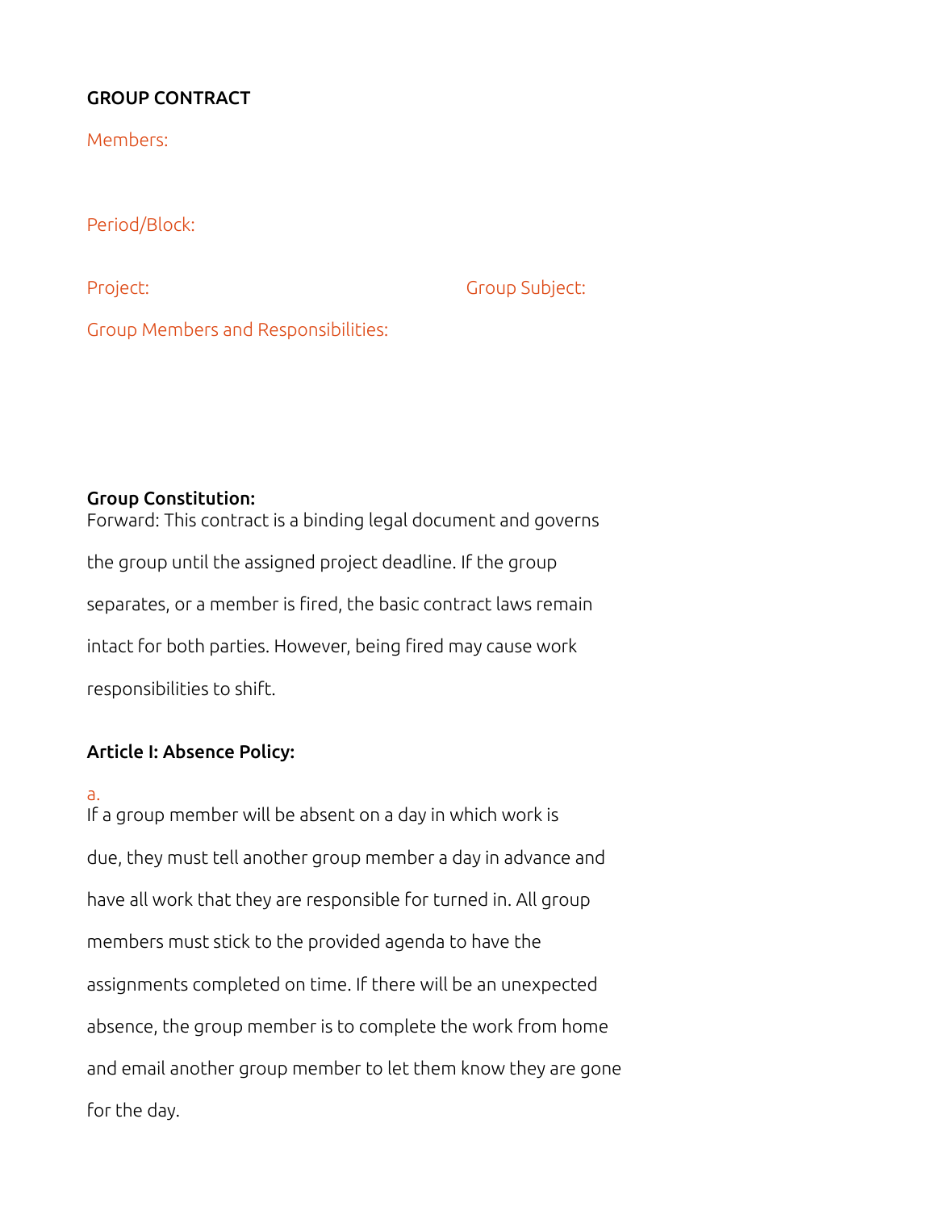# GROUP CONTRACT

Members:

Period/Block:

Project:

Group Subject:

Group Members and Responsibilities:

**Group Constitution:**

Forward: This contract is a binding legal document and governs the group until the assigned project deadline. If the group separates, or a member is fired, the basic contract laws remain intact for both parties. However, being fired may cause work responsibilities to shift.

**Article I: Absence Policy:**

a.

If a group member will be absent on a day in which work is due, they must tell another group member a day in advance and have all work that they are responsible for turned in. All group members must stick to the provided agenda to have the assignments completed on time. If there will be an unexpected absence, the group member is to complete the work from home and email another group member to let them know they are gone for the day.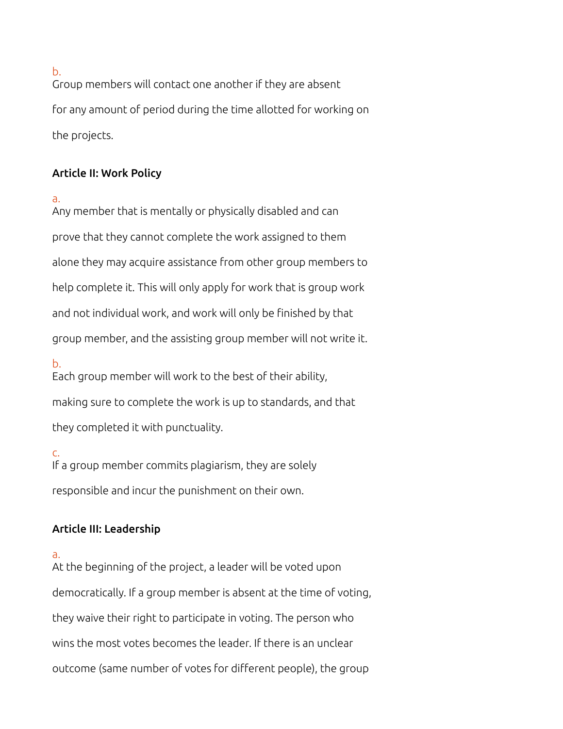b.
Group members will contact one another if they are absent for any amount of period during the time allotted for working on the projects.

**Article II: Work Policy**

a.
Any member that is mentally or physically disabled and can prove that they cannot complete the work assigned to them alone they may acquire assistance from other group members to help complete it. This will only apply for work that is group work and not individual work, and work will only be finished by that group member, and the assisting group member will not write it.

b.
Each group member will work to the best of their ability, making sure to complete the work is up to standards, and that they completed it with punctuality.

c.
If a group member commits plagiarism, they are solely responsible and incur the punishment on their own.

**Article III: Leadership**

a.
At the beginning of the project, a leader will be voted upon democratically. If a group member is absent at the time of voting, they waive their right to participate in voting. The person who wins the most votes becomes the leader. If there is an unclear outcome (same number of votes for different people), the group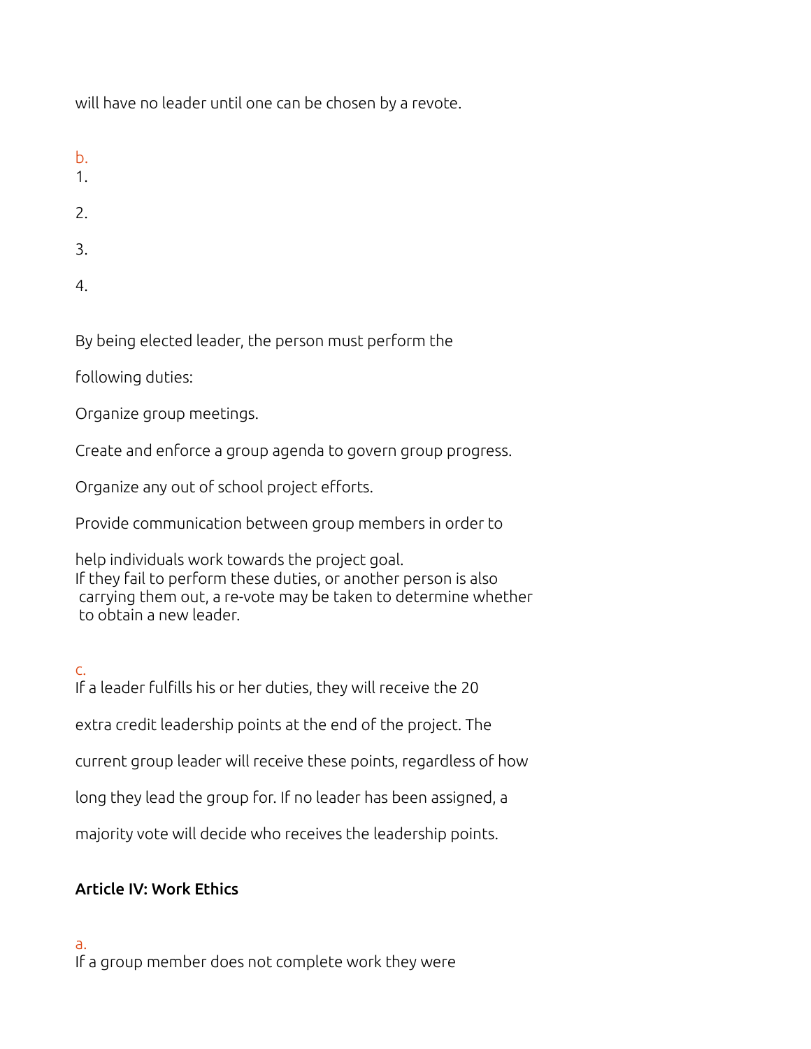will have no leader until one can be chosen by a revote.

b.

1.

2.

3.

4.

By being elected leader, the person must perform the

following duties:

Organize group meetings.

Create and enforce a group agenda to govern group progress.

Organize any out of school project efforts.

Provide communication between group members in order to

help individuals work towards the project goal.
If they fail to perform these duties, or another person is also carrying them out, a re-vote may be taken to determine whether to obtain a new leader.

c.

If a leader fulfills his or her duties, they will receive the 20

extra credit leadership points at the end of the project. The

current group leader will receive these points, regardless of how

long they lead the group for. If no leader has been assigned, a

majority vote will decide who receives the leadership points.

**Article IV: Work Ethics**

a.

If a group member does not complete work they were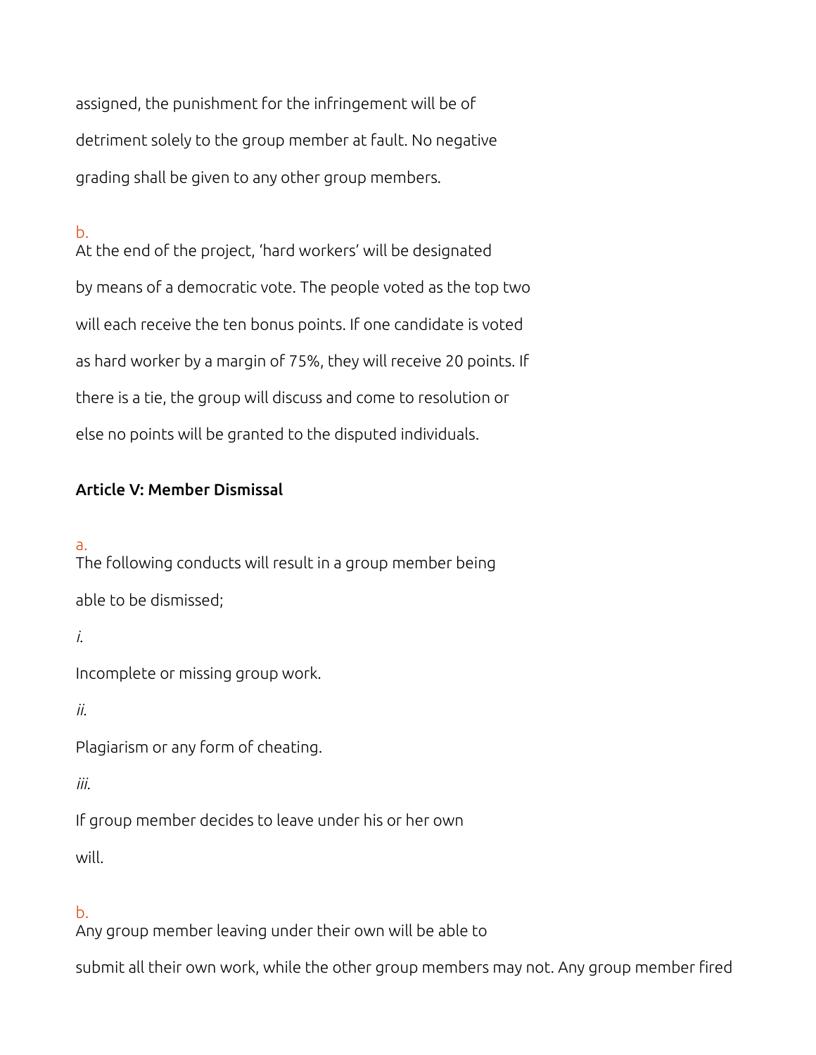assigned, the punishment for the infringement will be of detriment solely to the group member at fault. No negative grading shall be given to any other group members.

b. At the end of the project, 'hard workers' will be designated by means of a democratic vote. The people voted as the top two will each receive the ten bonus points. If one candidate is voted as hard worker by a margin of 75%, they will receive 20 points. If there is a tie, the group will discuss and come to resolution or else no points will be granted to the disputed individuals.

**Article V: Member Dismissal**

a. The following conducts will result in a group member being able to be dismissed;

*i.* Incomplete or missing group work.

*ii.* Plagiarism or any form of cheating.

*iii.* If group member decides to leave under his or her own will.

b. Any group member leaving under their own will be able to submit all their own work, while the other group members may not. Any group member fired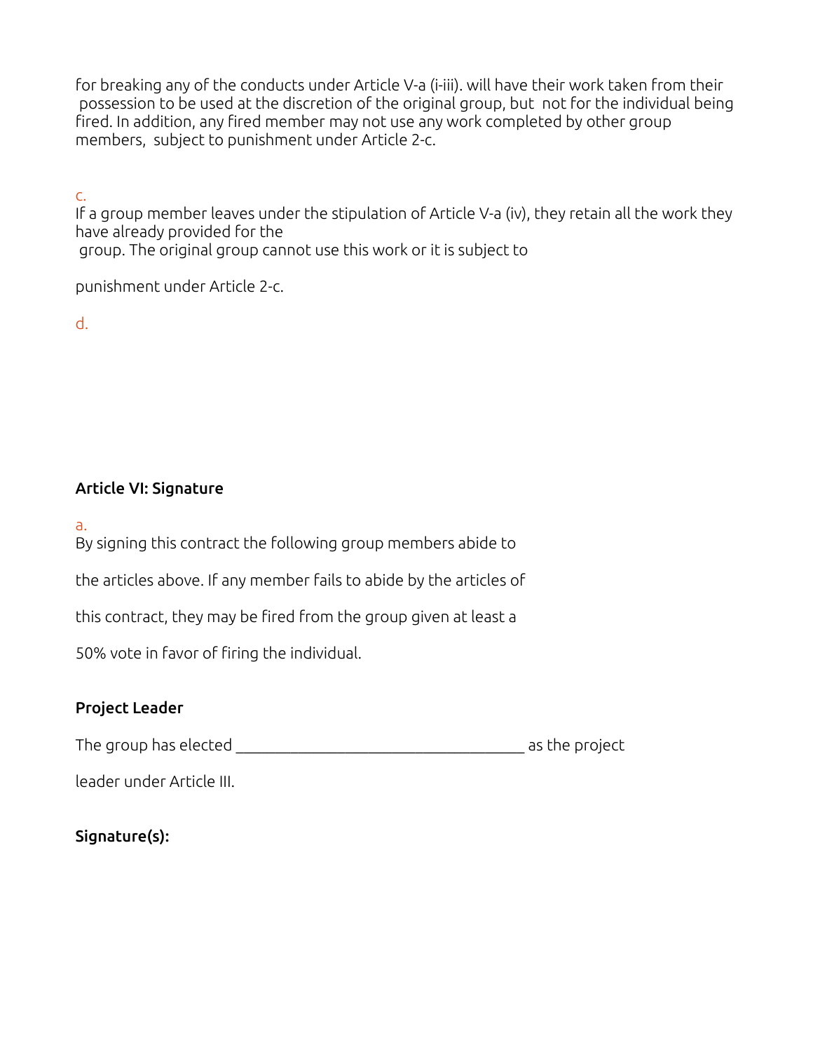for breaking any of the conducts under Article V-a (i-iii). will have their work taken from their possession to be used at the discretion of the original group, but not for the individual being fired. In addition, any fired member may not use any work completed by other group members, subject to punishment under Article 2-c.

c.
If a group member leaves under the stipulation of Article V-a (iv), they retain all the work they have already provided for the group. The original group cannot use this work or it is subject to punishment under Article 2-c.

d.

**Article VI: Signature**

a.
By signing this contract the following group members abide to the articles above. If any member fails to abide by the articles of this contract, they may be fired from the group given at least a 50% vote in favor of firing the individual.

**Project Leader**

The group has elected ________________________________ as the project leader under Article III.

**Signature(s):**